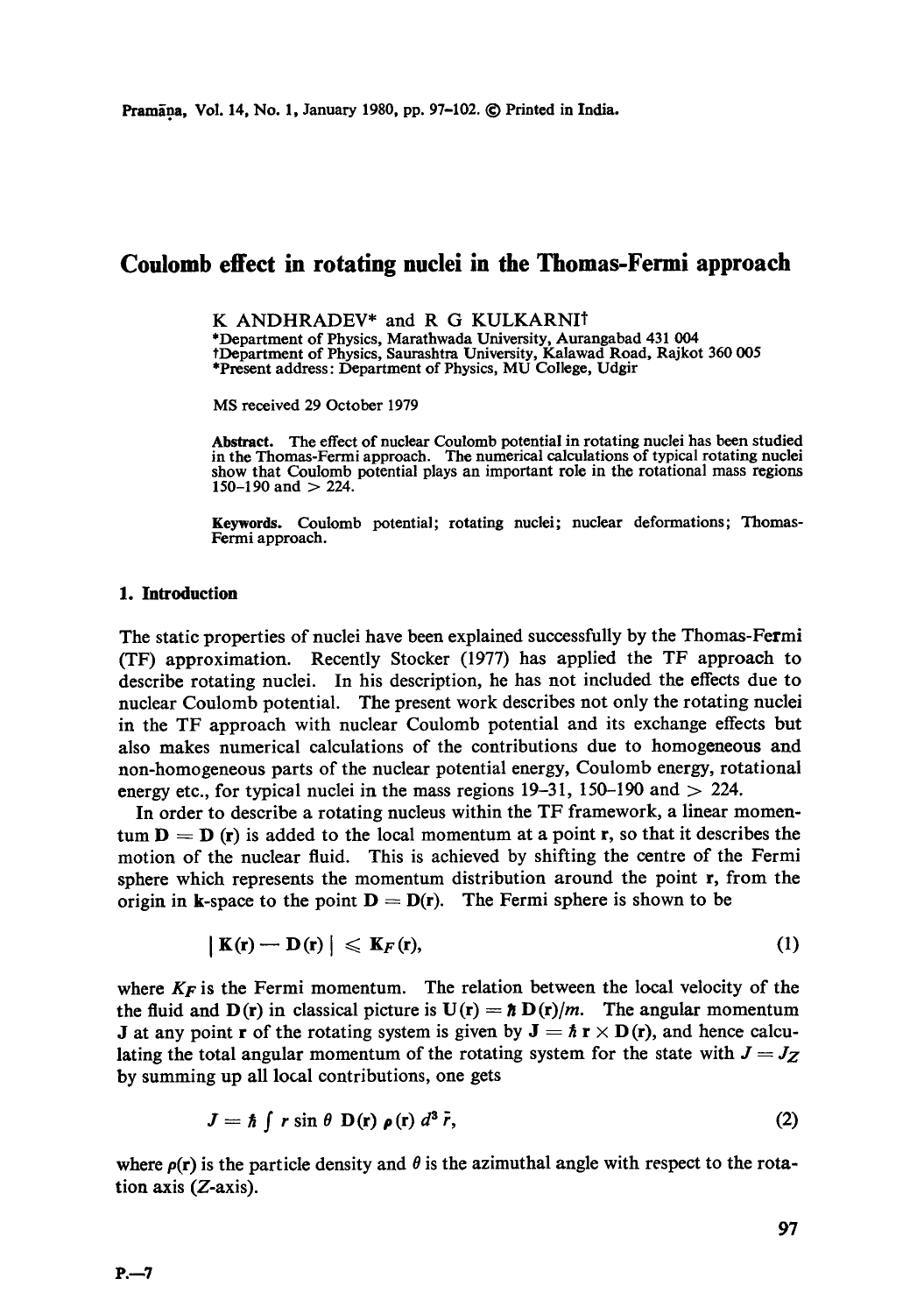# Coulomb effect in rotating nuclei in the Thomas-Fermi approach

K ANDHRADEV* and R G KULKARNI†

*Department of Physics, Marathwada University, Aurangabad 431 004
†Department of Physics, Saurashtra University, Kalawad Road, Rajkot 360 005
*Present address: Department of Physics, MU College, Udgir

MS received 29 October 1979

**Abstract.** The effect of nuclear Coulomb potential in rotating nuclei has been studied in the Thomas-Fermi approach. The numerical calculations of typical rotating nuclei show that Coulomb potential plays an important role in the rotational mass regions 150–190 and > 224.

**Keywords.** Coulomb potential; rotating nuclei; nuclear deformations; Thomas-Fermi approach.

## 1. Introduction

The static properties of nuclei have been explained successfully by the Thomas-Fermi (TF) approximation. Recently Stocker (1977) has applied the TF approach to describe rotating nuclei. In his description, he has not included the effects due to nuclear Coulomb potential. The present work describes not only the rotating nuclei in the TF approach with nuclear Coulomb potential and its exchange effects but also makes numerical calculations of the contributions due to homogeneous and non-homogeneous parts of the nuclear potential energy, Coulomb energy, rotational energy etc., for typical nuclei in the mass regions 19–31, 150–190 and > 224.

In order to describe a rotating nucleus within the TF framework, a linear momentum $\mathbf{D} = \mathbf{D}(\mathbf{r})$ is added to the local momentum at a point $\mathbf{r}$, so that it describes the motion of the nuclear fluid. This is achieved by shifting the centre of the Fermi sphere which represents the momentum distribution around the point $\mathbf{r}$, from the origin in $\mathbf{k}$-space to the point $\mathbf{D} = \mathbf{D}(\mathbf{r})$. The Fermi sphere is shown to be

$$|\mathbf{K}(\mathbf{r}) - \mathbf{D}(\mathbf{r})| \leqslant \mathbf{K}_F(\mathbf{r}), \tag{1}$$

where $K_F$ is the Fermi momentum. The relation between the local velocity of the the fluid and $\mathbf{D}(\mathbf{r})$ in classical picture is $\mathbf{U}(\mathbf{r}) = \hbar\, \mathbf{D}(\mathbf{r})/m$. The angular momentum $\mathbf{J}$ at any point $\mathbf{r}$ of the rotating system is given by $\mathbf{J} = \hbar\, \mathbf{r} \times \mathbf{D}(\mathbf{r})$, and hence calculating the total angular momentum of the rotating system for the state with $J = J_Z$ by summing up all local contributions, one gets

$$J = \hbar \int r \sin\theta\; \mathbf{D}(\mathbf{r})\, \rho(\mathbf{r})\, d^3 \bar{r}, \tag{2}$$

where $\rho(\mathbf{r})$ is the particle density and $\theta$ is the azimuthal angle with respect to the rotation axis ($Z$-axis).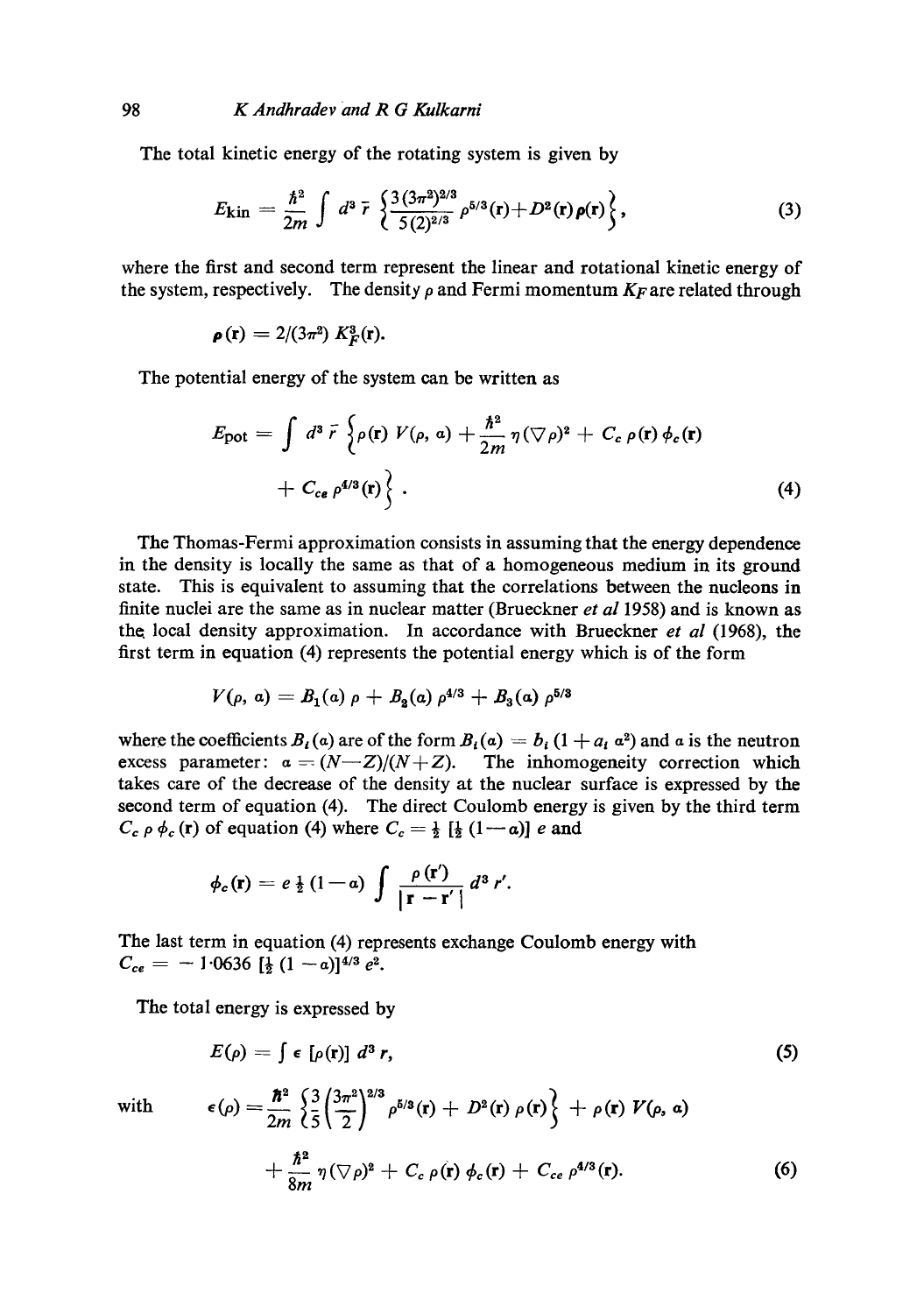The total kinetic energy of the rotating system is given by

$$E_{\rm kin} = \frac{\hbar^2}{2m} \int d^3 \bar{r} \left\{ \frac{3(3\pi^2)^{2/3}}{5(2)^{2/3}} \rho^{5/3}(\mathbf{r}) + D^2(\mathbf{r}) \rho(\mathbf{r}) \right\}, \tag{3}$$

where the first and second term represent the linear and rotational kinetic energy of the system, respectively. The density $\rho$ and Fermi momentum $K_F$ are related through

$$\rho(\mathbf{r}) = 2/(3\pi^2)\, K_F^3(\mathbf{r}).$$

The potential energy of the system can be written as

$$E_{\rm pot} = \int d^3 \bar{r} \left\{ \rho(\mathbf{r})\, V(\rho, a) + \frac{\hbar^2}{2m} \eta (\nabla \rho)^2 + C_c\, \rho(\mathbf{r})\, \phi_c(\mathbf{r}) + C_{ce}\, \rho^{4/3}(\mathbf{r}) \right\}. \tag{4}$$

The Thomas-Fermi approximation consists in assuming that the energy dependence in the density is locally the same as that of a homogeneous medium in its ground state. This is equivalent to assuming that the correlations between the nucleons in finite nuclei are the same as in nuclear matter (Brueckner *et al* 1958) and is known as the local density approximation. In accordance with Brueckner *et al* (1968), the first term in equation (4) represents the potential energy which is of the form

$$V(\rho, a) = B_1(a)\, \rho + B_2(a)\, \rho^{4/3} + B_3(a)\, \rho^{5/3}$$

where the coefficients $B_i(a)$ are of the form $B_i(a) = b_i\,(1 + a_i\, a^2)$ and $a$ is the neutron excess parameter: $a = (N - Z)/(N + Z)$. The inhomogeneity correction which takes care of the decrease of the density at the nuclear surface is expressed by the second term of equation (4). The direct Coulomb energy is given by the third term $C_c\, \rho\, \phi_c(\mathbf{r})$ of equation (4) where $C_c = \frac{1}{2}\,[\frac{1}{2}(1 - a)]\, e$ and

$$\phi_c(\mathbf{r}) = e\, \tfrac{1}{2}(1 - a) \int \frac{\rho(\mathbf{r}')}{|\mathbf{r} - \mathbf{r}'|}\, d^3 r'.$$

The last term in equation (4) represents exchange Coulomb energy with $C_{ce} = -1{\cdot}0636\, [\frac{1}{2}(1 - a)]^{4/3}\, e^2$.

The total energy is expressed by

$$E(\rho) = \int \epsilon\, [\rho(\mathbf{r})]\, d^3 r, \tag{5}$$

with

$$\epsilon(\rho) = \frac{\hbar^2}{2m} \left\{ \frac{3}{5} \left( \frac{3\pi^2}{2} \right)^{2/3} \rho^{5/3}(\mathbf{r}) + D^2(\mathbf{r})\, \rho(\mathbf{r}) \right\} + \rho(\mathbf{r})\, V(\rho, a) + \frac{\hbar^2}{8m} \eta (\nabla \rho)^2 + C_c\, \rho(\mathbf{r})\, \phi_c(\mathbf{r}) + C_{ce}\, \rho^{4/3}(\mathbf{r}). \tag{6}$$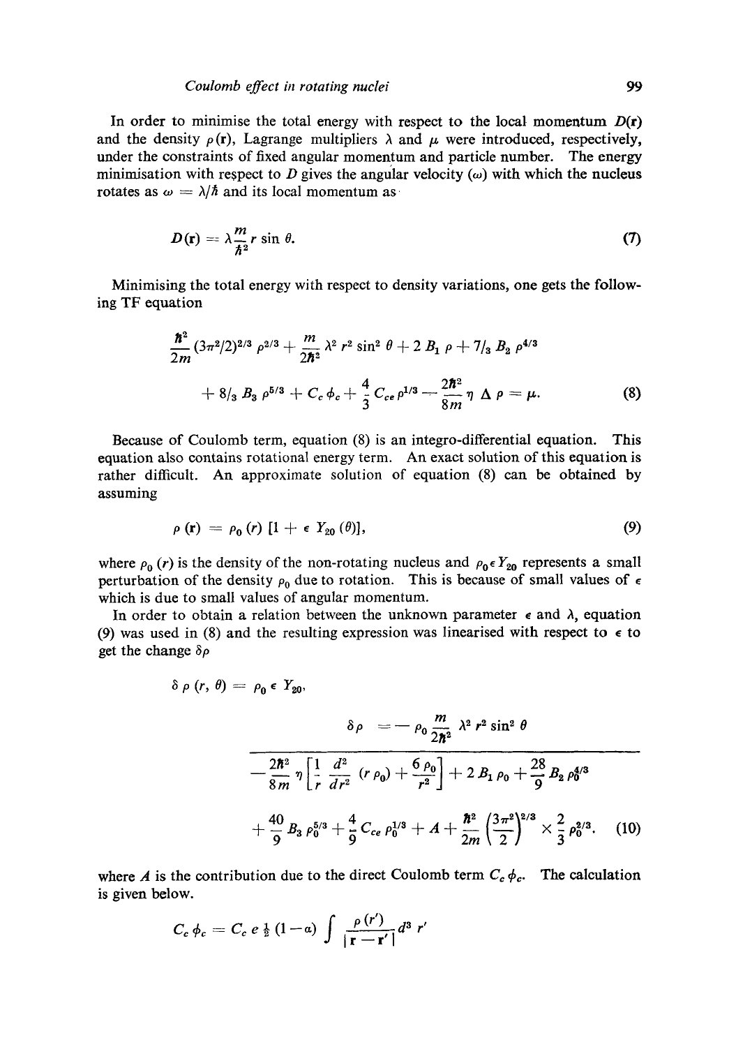In order to minimise the total energy with respect to the local momentum $D(\mathbf{r})$ and the density $\rho(\mathbf{r})$, Lagrange multipliers $\lambda$ and $\mu$ were introduced, respectively, under the constraints of fixed angular momentum and particle number. The energy minimisation with respect to $D$ gives the angular velocity ($\omega$) with which the nucleus rotates as $\omega = \lambda/\hbar$ and its local momentum as

$$D(\mathbf{r}) = \lambda \frac{m}{\hbar^2} r \sin\theta. \tag{7}$$

Minimising the total energy with respect to density variations, one gets the following TF equation

$$\frac{\hbar^2}{2m}(3\pi^2/2)^{2/3}\rho^{2/3} + \frac{m}{2\hbar^2}\lambda^2 r^2 \sin^2\theta + 2B_1\rho + 7/_3 B_2 \rho^{4/3} + 8/_3 B_3 \rho^{5/3} + C_c\phi_c + \frac{4}{3}C_{ce}\rho^{1/3} - \frac{2\hbar^2}{8m}\eta\,\Delta\rho = \mu. \tag{8}$$

Because of Coulomb term, equation (8) is an integro-differential equation. This equation also contains rotational energy term. An exact solution of this equation is rather difficult. An approximate solution of equation (8) can be obtained by assuming

$$\rho(\mathbf{r}) = \rho_0(r)\,[1 + \epsilon\, Y_{20}(\theta)], \tag{9}$$

where $\rho_0(r)$ is the density of the non-rotating nucleus and $\rho_0 \epsilon Y_{20}$ represents a small perturbation of the density $\rho_0$ due to rotation. This is because of small values of $\epsilon$ which is due to small values of angular momentum.

In order to obtain a relation between the unknown parameter $\epsilon$ and $\lambda$, equation (9) was used in (8) and the resulting expression was linearised with respect to $\epsilon$ to get the change $\delta\rho$

$$\delta\rho(r,\theta) = \rho_0\,\epsilon\, Y_{20},$$

$$\delta\rho = -\rho_0 \frac{\frac{m}{2\hbar^2}\lambda^2 r^2 \sin^2\theta}{-\frac{2\hbar^2}{8m}\eta\left[\frac{1}{r}\frac{d^2}{dr^2}(r\rho_0) + \frac{6\rho_0}{r^2}\right] + 2B_1\rho_0 + \frac{28}{9}B_2\rho_0^{4/3} + \frac{40}{9}B_3\rho_0^{5/3} + \frac{4}{9}C_{ce}\rho_0^{1/3} + A + \frac{\hbar^2}{2m}\left(\frac{3\pi^2}{2}\right)^{2/3}\times\frac{2}{3}\rho_0^{2/3}} \tag{10}$$

where $A$ is the contribution due to the direct Coulomb term $C_c\phi_c$. The calculation is given below.

$$C_c\phi_c = C_c\, e\,\tfrac{1}{2}(1-\alpha)\int \frac{\rho(r')}{|\mathbf{r}-\mathbf{r}'|}d^3r'$$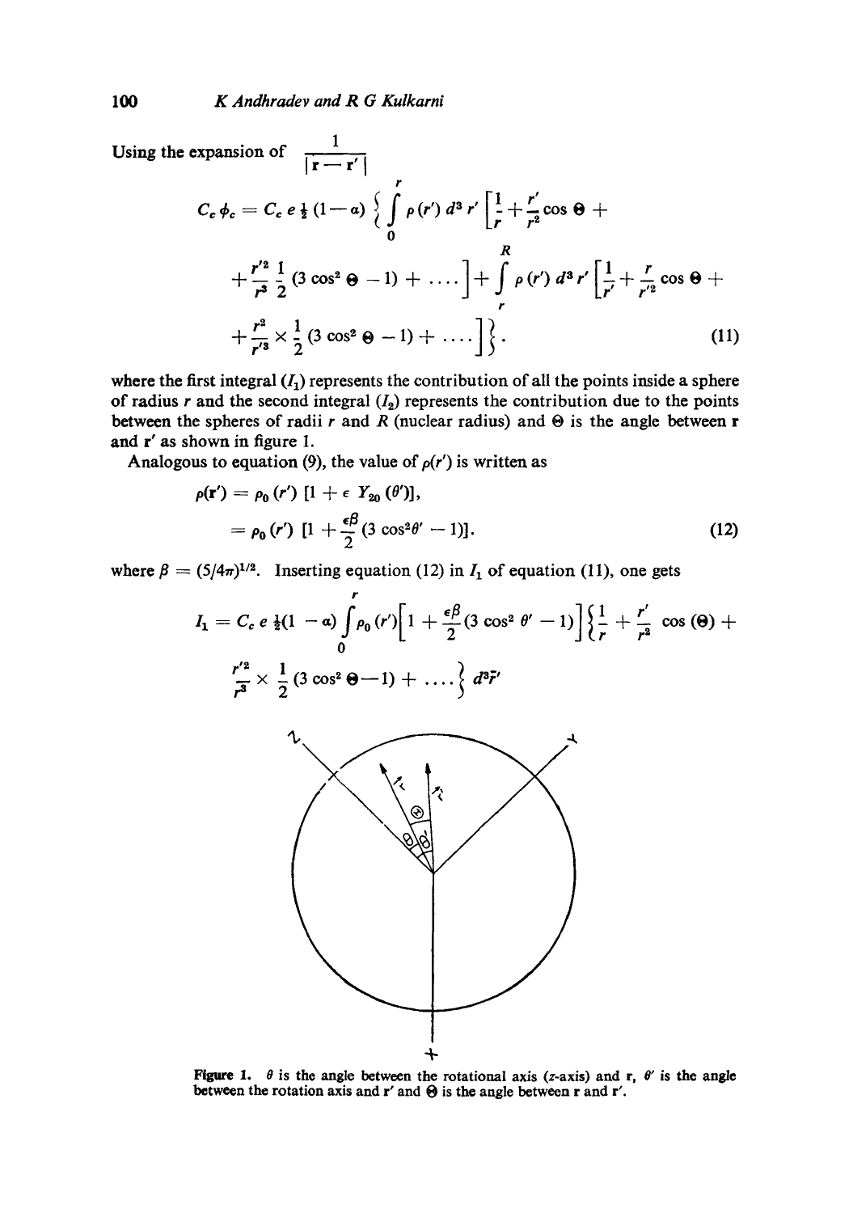Using the expansion of $\dfrac{1}{|\mathbf{r}-\mathbf{r}'|}$

$$C_c\,\phi_c = C_c\, e\, \tfrac{1}{2}(1-a)\left\{\int_0^r \rho(r')\,d^3r'\left[\frac{1}{r}+\frac{r'}{r^2}\cos\Theta + \right.\right.$$
$$\left.+\frac{r'^2}{r^3}\frac{1}{2}(3\cos^2\Theta-1)+\ldots\right]+\int_r^R \rho(r')\,d^3r'\left[\frac{1}{r'}+\frac{r}{r'^2}\cos\Theta+\right.$$
$$\left.\left.+\frac{r^2}{r'^3}\times\frac{1}{2}(3\cos^2\Theta-1)+\ldots\right]\right\}. \tag{11}$$

where the first integral ($I_1$) represents the contribution of all the points inside a sphere of radius $r$ and the second integral ($I_2$) represents the contribution due to the points between the spheres of radii $r$ and $R$ (nuclear radius) and $\Theta$ is the angle between $\mathbf{r}$ and $\mathbf{r}'$ as shown in figure 1.

Analogous to equation (9), the value of $\rho(r')$ is written as

$$\rho(\mathbf{r}') = \rho_0(r')\,[1+\epsilon\, Y_{20}(\theta')],$$
$$= \rho_0(r')\,[1+\frac{\epsilon\beta}{2}(3\cos^2\theta'-1)]. \tag{12}$$

where $\beta = (5/4\pi)^{1/2}$. Inserting equation (12) in $I_1$ of equation (11), one gets

$$I_1 = C_c\, e\, \tfrac{1}{2}(1-a)\int_0^r \rho_0(r')\left[1+\frac{\epsilon\beta}{2}(3\cos^2\theta'-1)\right]\left\{\frac{1}{r}+\frac{r'}{r^2}\cos(\Theta)+\right.$$
$$\left.\frac{r'^2}{r^3}\times\frac{1}{2}(3\cos^2\Theta-1)+\ldots\right\}d^3\bar{r}'$$

**Figure 1.** $\theta$ is the angle between the rotational axis ($z$-axis) and $\mathbf{r}$, $\theta'$ is the angle between the rotation axis and $\mathbf{r}'$ and $\Theta$ is the angle between $\mathbf{r}$ and $\mathbf{r}'$.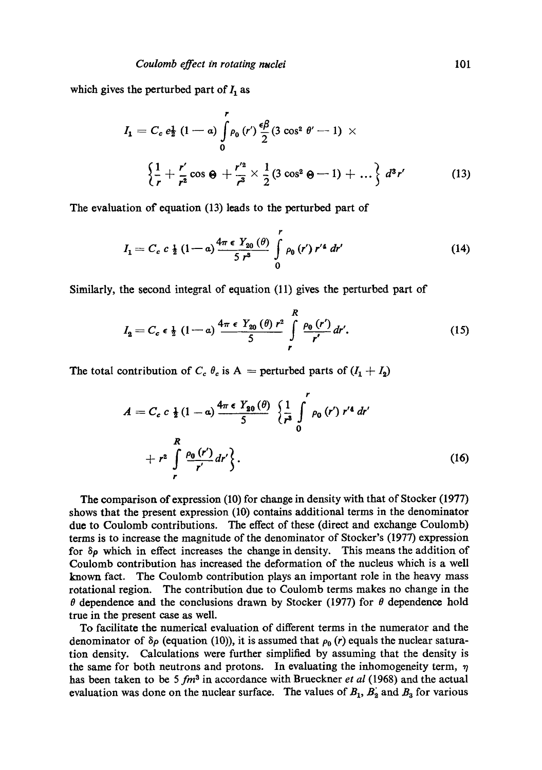which gives the perturbed part of $I_1$ as

$$I_1 = C_c\, e \tfrac{1}{2}\,(1 - \alpha) \int_0^r \rho_0\,(r') \frac{\epsilon\beta}{2} (3 \cos^2 \theta' - 1) \times \left\{ \frac{1}{r} + \frac{r'}{r^2} \cos \Theta + \frac{r'^2}{r^3} \times \frac{1}{2} (3 \cos^2 \Theta - 1) + \ldots \right\} d^3 r' \tag{13}$$

The evaluation of equation (13) leads to the perturbed part of

$$I_1 = C_c\, c\, \tfrac{1}{2}\,(1 - \alpha) \frac{4\pi\, \epsilon\, Y_{20}\,(\theta)}{5\, r^3} \int_0^r \rho_0\,(r')\, r'^4\, dr' \tag{14}$$

Similarly, the second integral of equation (11) gives the perturbed part of

$$I_2 = C_c\, \epsilon\, \tfrac{1}{2}\,(1 - \alpha) \frac{4\pi\, \epsilon\, Y_{20}\,(\theta)\, r^2}{5} \int_r^R \frac{\rho_0\,(r')}{r'} dr'. \tag{15}$$

The total contribution of $C_c\, \theta_c$ is A = perturbed parts of $(I_1 + I_2)$

$$A = C_c\, c\, \tfrac{1}{2}\,(1 - \alpha) \frac{4\pi\, \epsilon\, Y_{20}\,(\theta)}{5} \left\{ \frac{1}{r^3} \int_0^r \rho_0\,(r')\, r'^4\, dr' + r^2 \int_r^R \frac{\rho_0\,(r')}{r'} dr' \right\}. \tag{16}$$

The comparison of expression (10) for change in density with that of Stocker (1977) shows that the present expression (10) contains additional terms in the denominator due to Coulomb contributions. The effect of these (direct and exchange Coulomb) terms is to increase the magnitude of the denominator of Stocker's (1977) expression for $\delta\rho$ which in effect increases the change in density. This means the addition of Coulomb contribution has increased the deformation of the nucleus which is a well known fact. The Coulomb contribution plays an important role in the heavy mass rotational region. The contribution due to Coulomb terms makes no change in the $\theta$ dependence and the conclusions drawn by Stocker (1977) for $\theta$ dependence hold true in the present case as well.

To facilitate the numerical evaluation of different terms in the numerator and the denominator of $\delta\rho$ (equation (10)), it is assumed that $\rho_0\,(r)$ equals the nuclear saturation density. Calculations were further simplified by assuming that the density is the same for both neutrons and protons. In evaluating the inhomogeneity term, $\eta$ has been taken to be 5 $fm^3$ in accordance with Brueckner *et al* (1968) and the actual evaluation was done on the nuclear surface. The values of $B_1$, $B_2$ and $B_3$ for various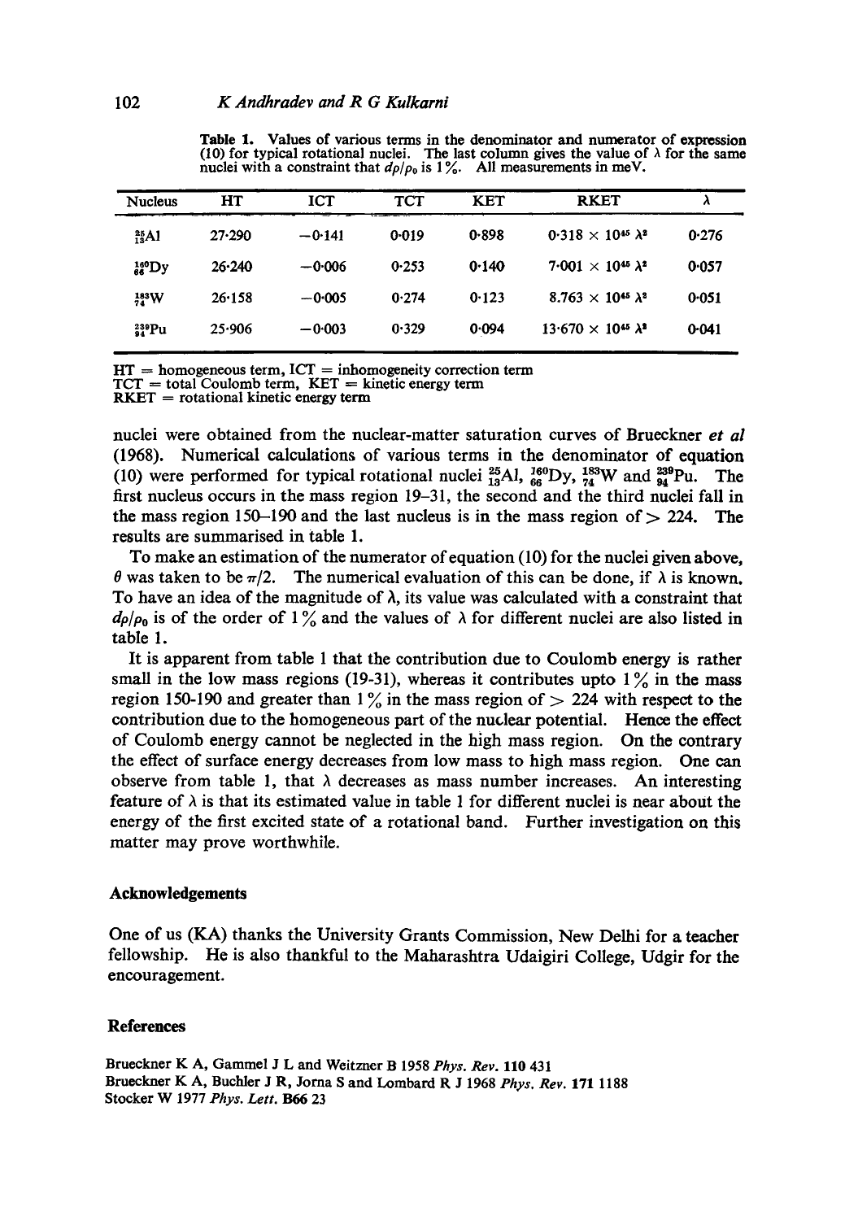Table 1. Values of various terms in the denominator and numerator of expression (10) for typical rotational nuclei. The last column gives the value of $\lambda$ for the same nuclei with a constraint that $d\rho/\rho_0$ is 1%. All measurements in meV.

| Nucleus | HT | ICT | TCT | KET | RKET | $\lambda$ |
|---|---|---|---|---|---|---|
| $^{25}_{13}$Al | 27·290 | −0·141 | 0·019 | 0·898 | $0{\cdot}318 \times 10^{45}\ \lambda^2$ | 0·276 |
| $^{160}_{66}$Dy | 26·240 | −0·006 | 0·253 | 0·140 | $7{\cdot}001 \times 10^{45}\ \lambda^2$ | 0·057 |
| $^{183}_{74}$W | 26·158 | −0·005 | 0·274 | 0·123 | $8.763 \times 10^{45}\ \lambda^2$ | 0·051 |
| $^{239}_{94}$Pu | 25·906 | −0·003 | 0·329 | 0·094 | $13{\cdot}670 \times 10^{45}\ \lambda^2$ | 0·041 |

HT = homogeneous term, ICT = inhomogeneity correction term
TCT = total Coulomb term, KET = kinetic energy term
RKET = rotational kinetic energy term

nuclei were obtained from the nuclear-matter saturation curves of Brueckner *et al* (1968). Numerical calculations of various terms in the denominator of equation (10) were performed for typical rotational nuclei $^{25}_{13}$Al, $^{160}_{66}$Dy, $^{183}_{74}$W and $^{239}_{94}$Pu. The first nucleus occurs in the mass region 19–31, the second and the third nuclei fall in the mass region 150–190 and the last nucleus is in the mass region of > 224. The results are summarised in table 1.

To make an estimation of the numerator of equation (10) for the nuclei given above, $\theta$ was taken to be $\pi/2$. The numerical evaluation of this can be done, if $\lambda$ is known. To have an idea of the magnitude of $\lambda$, its value was calculated with a constraint that $d\rho/\rho_0$ is of the order of 1% and the values of $\lambda$ for different nuclei are also listed in table 1.

It is apparent from table 1 that the contribution due to Coulomb energy is rather small in the low mass regions (19-31), whereas it contributes upto 1% in the mass region 150-190 and greater than 1% in the mass region of > 224 with respect to the contribution due to the homogeneous part of the nuclear potential. Hence the effect of Coulomb energy cannot be neglected in the high mass region. On the contrary the effect of surface energy decreases from low mass to high mass region. One can observe from table 1, that $\lambda$ decreases as mass number increases. An interesting feature of $\lambda$ is that its estimated value in table 1 for different nuclei is near about the energy of the first excited state of a rotational band. Further investigation on this matter may prove worthwhile.

## Acknowledgements

One of us (KA) thanks the University Grants Commission, New Delhi for a teacher fellowship. He is also thankful to the Maharashtra Udaigiri College, Udgir for the encouragement.

## References

Brueckner K A, Gammel J L and Weitzner B 1958 *Phys. Rev.* **110** 431
Brueckner K A, Buchler J R, Jorna S and Lombard R J 1968 *Phys. Rev.* **171** 1188
Stocker W 1977 *Phys. Lett.* **B66** 23